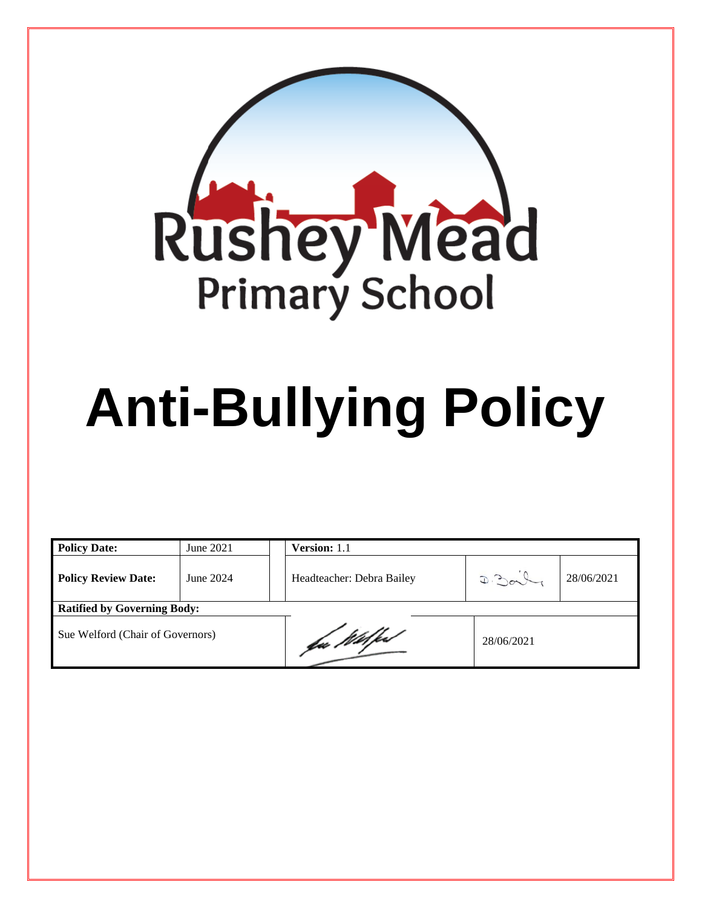Rushey Mead
Primary School

# Anti-Bullying Policy

| **Policy Date:** | June 2021 | **Version:** 1.1 | | |
|---|---|---|---|---|
| **Policy Review Date:** | June 2024 | Headteacher: Debra Bailey | D. Bailey | 28/06/2021 |
| **Ratified by Governing Body:** | | | | |
| Sue Welford (Chair of Governors) | | Sue Welford | 28/06/2021 | |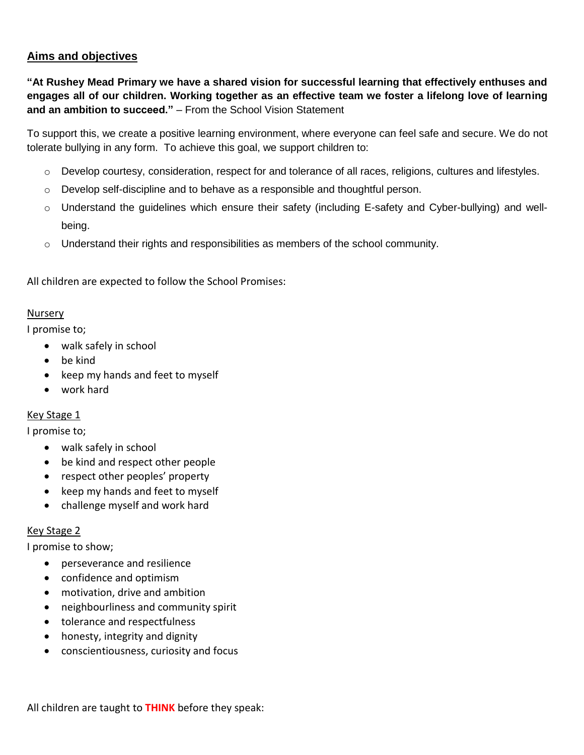## Aims and objectives

**"At Rushey Mead Primary we have a shared vision for successful learning that effectively enthuses and engages all of our children. Working together as an effective team we foster a lifelong love of learning and an ambition to succeed."** – From the School Vision Statement

To support this, we create a positive learning environment, where everyone can feel safe and secure. We do not tolerate bullying in any form. To achieve this goal, we support children to:

- Develop courtesy, consideration, respect for and tolerance of all races, religions, cultures and lifestyles.
- Develop self-discipline and to behave as a responsible and thoughtful person.
- Understand the guidelines which ensure their safety (including E-safety and Cyber-bullying) and well-being.
- Understand their rights and responsibilities as members of the school community.

All children are expected to follow the School Promises:

Nursery

I promise to;

- walk safely in school
- be kind
- keep my hands and feet to myself
- work hard

Key Stage 1

I promise to;

- walk safely in school
- be kind and respect other people
- respect other peoples' property
- keep my hands and feet to myself
- challenge myself and work hard

Key Stage 2

I promise to show;

- perseverance and resilience
- confidence and optimism
- motivation, drive and ambition
- neighbourliness and community spirit
- tolerance and respectfulness
- honesty, integrity and dignity
- conscientiousness, curiosity and focus

All children are taught to **THINK** before they speak: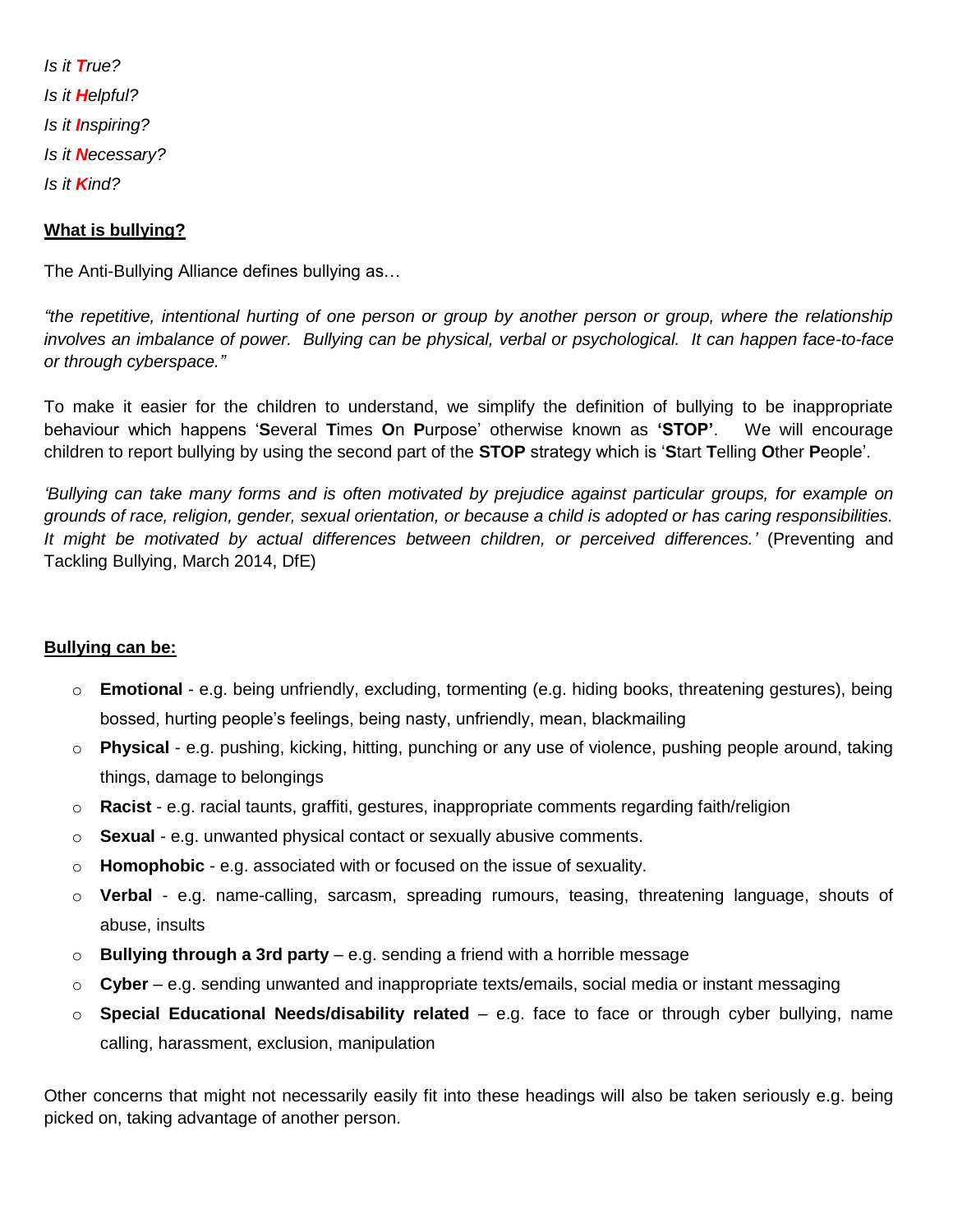*Is it **T**rue?*

*Is it **H**elpful?*

*Is it **I**nspiring?*

*Is it **N**ecessary?*

*Is it **K**ind?*

## What is bullying?

The Anti-Bullying Alliance defines bullying as…

*"the repetitive, intentional hurting of one person or group by another person or group, where the relationship involves an imbalance of power. Bullying can be physical, verbal or psychological. It can happen face-to-face or through cyberspace."*

To make it easier for the children to understand, we simplify the definition of bullying to be inappropriate behaviour which happens '**S**everal **T**imes **O**n **P**urpose' otherwise known as **'STOP'**. We will encourage children to report bullying by using the second part of the **STOP** strategy which is '**S**tart **T**elling **O**ther **P**eople'.

*'Bullying can take many forms and is often motivated by prejudice against particular groups, for example on grounds of race, religion, gender, sexual orientation, or because a child is adopted or has caring responsibilities. It might be motivated by actual differences between children, or perceived differences.'* (Preventing and Tackling Bullying, March 2014, DfE)

## Bullying can be:

- **Emotional** - e.g. being unfriendly, excluding, tormenting (e.g. hiding books, threatening gestures), being bossed, hurting people's feelings, being nasty, unfriendly, mean, blackmailing
- **Physical** - e.g. pushing, kicking, hitting, punching or any use of violence, pushing people around, taking things, damage to belongings
- **Racist** - e.g. racial taunts, graffiti, gestures, inappropriate comments regarding faith/religion
- **Sexual** - e.g. unwanted physical contact or sexually abusive comments.
- **Homophobic** - e.g. associated with or focused on the issue of sexuality.
- **Verbal** - e.g. name-calling, sarcasm, spreading rumours, teasing, threatening language, shouts of abuse, insults
- **Bullying through a 3rd party** – e.g. sending a friend with a horrible message
- **Cyber** – e.g. sending unwanted and inappropriate texts/emails, social media or instant messaging
- **Special Educational Needs/disability related** – e.g. face to face or through cyber bullying, name calling, harassment, exclusion, manipulation

Other concerns that might not necessarily easily fit into these headings will also be taken seriously e.g. being picked on, taking advantage of another person.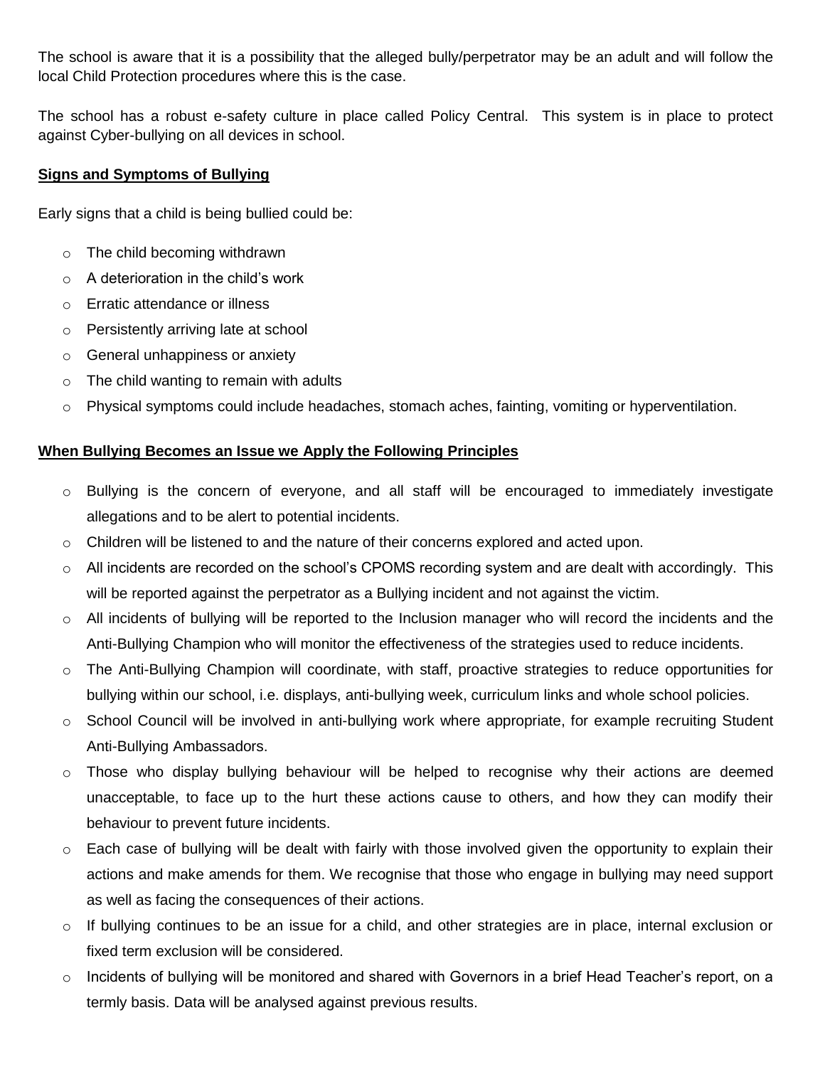The school is aware that it is a possibility that the alleged bully/perpetrator may be an adult and will follow the local Child Protection procedures where this is the case.

The school has a robust e-safety culture in place called Policy Central. This system is in place to protect against Cyber-bullying on all devices in school.

**Signs and Symptoms of Bullying**

Early signs that a child is being bullied could be:

- The child becoming withdrawn
- A deterioration in the child's work
- Erratic attendance or illness
- Persistently arriving late at school
- General unhappiness or anxiety
- The child wanting to remain with adults
- Physical symptoms could include headaches, stomach aches, fainting, vomiting or hyperventilation.

**When Bullying Becomes an Issue we Apply the Following Principles**

- Bullying is the concern of everyone, and all staff will be encouraged to immediately investigate allegations and to be alert to potential incidents.
- Children will be listened to and the nature of their concerns explored and acted upon.
- All incidents are recorded on the school's CPOMS recording system and are dealt with accordingly. This will be reported against the perpetrator as a Bullying incident and not against the victim.
- All incidents of bullying will be reported to the Inclusion manager who will record the incidents and the Anti-Bullying Champion who will monitor the effectiveness of the strategies used to reduce incidents.
- The Anti-Bullying Champion will coordinate, with staff, proactive strategies to reduce opportunities for bullying within our school, i.e. displays, anti-bullying week, curriculum links and whole school policies.
- School Council will be involved in anti-bullying work where appropriate, for example recruiting Student Anti-Bullying Ambassadors.
- Those who display bullying behaviour will be helped to recognise why their actions are deemed unacceptable, to face up to the hurt these actions cause to others, and how they can modify their behaviour to prevent future incidents.
- Each case of bullying will be dealt with fairly with those involved given the opportunity to explain their actions and make amends for them. We recognise that those who engage in bullying may need support as well as facing the consequences of their actions.
- If bullying continues to be an issue for a child, and other strategies are in place, internal exclusion or fixed term exclusion will be considered.
- Incidents of bullying will be monitored and shared with Governors in a brief Head Teacher's report, on a termly basis. Data will be analysed against previous results.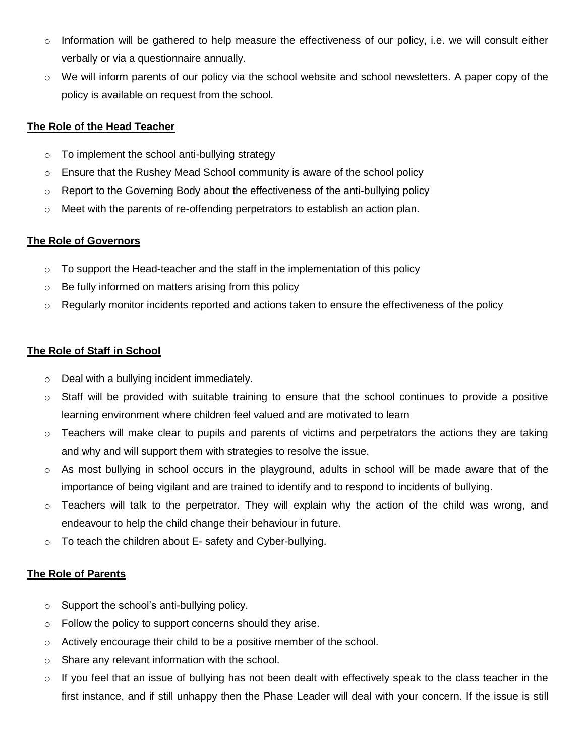- Information will be gathered to help measure the effectiveness of our policy, i.e. we will consult either verbally or via a questionnaire annually.
- We will inform parents of our policy via the school website and school newsletters. A paper copy of the policy is available on request from the school.

**The Role of the Head Teacher**

- To implement the school anti-bullying strategy
- Ensure that the Rushey Mead School community is aware of the school policy
- Report to the Governing Body about the effectiveness of the anti-bullying policy
- Meet with the parents of re-offending perpetrators to establish an action plan.

**The Role of Governors**

- To support the Head-teacher and the staff in the implementation of this policy
- Be fully informed on matters arising from this policy
- Regularly monitor incidents reported and actions taken to ensure the effectiveness of the policy

**The Role of Staff in School**

- Deal with a bullying incident immediately.
- Staff will be provided with suitable training to ensure that the school continues to provide a positive learning environment where children feel valued and are motivated to learn
- Teachers will make clear to pupils and parents of victims and perpetrators the actions they are taking and why and will support them with strategies to resolve the issue.
- As most bullying in school occurs in the playground, adults in school will be made aware that of the importance of being vigilant and are trained to identify and to respond to incidents of bullying.
- Teachers will talk to the perpetrator. They will explain why the action of the child was wrong, and endeavour to help the child change their behaviour in future.
- To teach the children about E- safety and Cyber-bullying.

**The Role of Parents**

- Support the school's anti-bullying policy.
- Follow the policy to support concerns should they arise.
- Actively encourage their child to be a positive member of the school.
- Share any relevant information with the school.
- If you feel that an issue of bullying has not been dealt with effectively speak to the class teacher in the first instance, and if still unhappy then the Phase Leader will deal with your concern. If the issue is still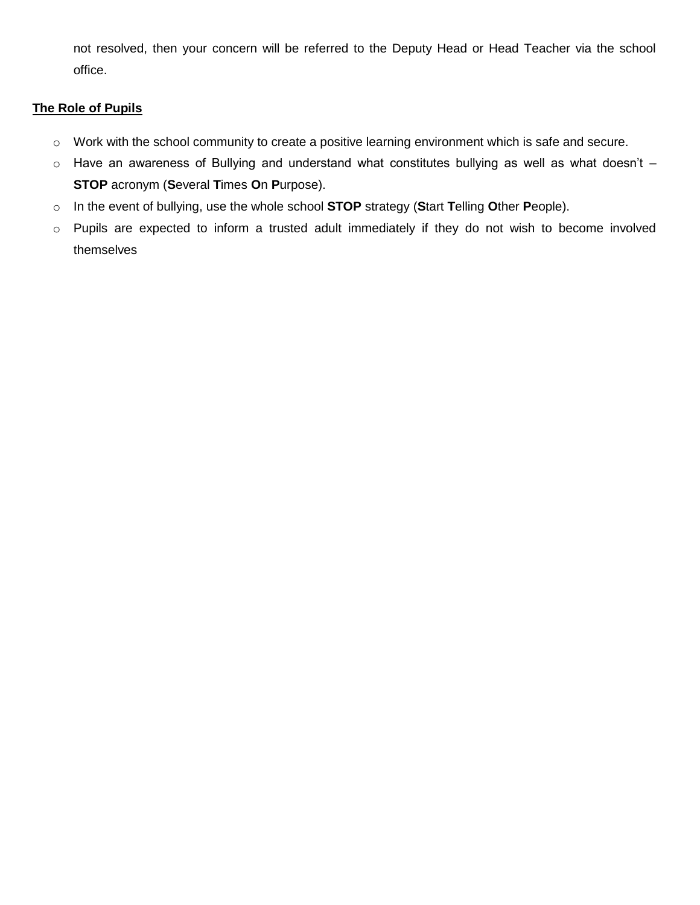not resolved, then your concern will be referred to the Deputy Head or Head Teacher via the school office.

**The Role of Pupils**

- Work with the school community to create a positive learning environment which is safe and secure.
- Have an awareness of Bullying and understand what constitutes bullying as well as what doesn't – **STOP** acronym (**S**everal **T**imes **O**n **P**urpose).
- In the event of bullying, use the whole school **STOP** strategy (**S**tart **T**elling **O**ther **P**eople).
- Pupils are expected to inform a trusted adult immediately if they do not wish to become involved themselves